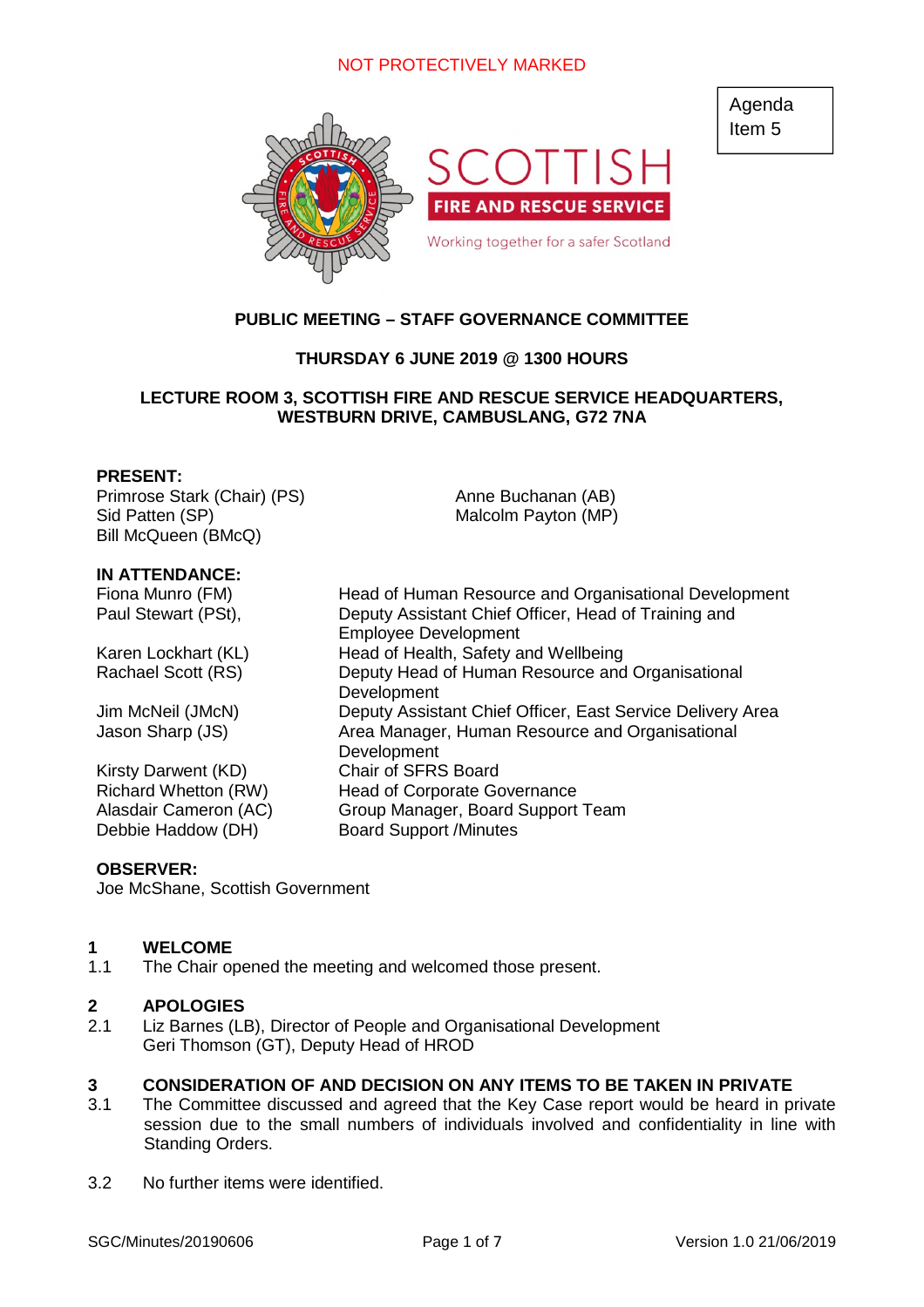NOT PROTECTIVELY MARKED

Agenda Item 5

SCOTTISH FIRE AND RESCUE SERVICE

Working together for a safer Scotland

## PUBLIC MEETING – STAFF GOVERNANCE COMMITTEE

### THURSDAY 6 JUNE 2019 @ 1300 HOURS

### LECTURE ROOM 3, SCOTTISH FIRE AND RESCUE SERVICE HEADQUARTERS, WESTBURN DRIVE, CAMBUSLANG, G72 7NA

**PRESENT:**

Primrose Stark (Chair) (PS)
Sid Patten (SP)
Bill McQueen (BMcQ)
Anne Buchanan (AB)
Malcolm Payton (MP)

**IN ATTENDANCE:**

| | |
|---|---|
| Fiona Munro (FM) | Head of Human Resource and Organisational Development |
| Paul Stewart (PSt), | Deputy Assistant Chief Officer, Head of Training and Employee Development |
| Karen Lockhart (KL) | Head of Health, Safety and Wellbeing |
| Rachael Scott (RS) | Deputy Head of Human Resource and Organisational Development |
| Jim McNeil (JMcN) | Deputy Assistant Chief Officer, East Service Delivery Area |
| Jason Sharp (JS) | Area Manager, Human Resource and Organisational Development |
| Kirsty Darwent (KD) | Chair of SFRS Board |
| Richard Whetton (RW) | Head of Corporate Governance |
| Alasdair Cameron (AC) | Group Manager, Board Support Team |
| Debbie Haddow (DH) | Board Support /Minutes |

**OBSERVER:**

Joe McShane, Scottish Government

## 1 WELCOME

1.1 The Chair opened the meeting and welcomed those present.

## 2 APOLOGIES

2.1 Liz Barnes (LB), Director of People and Organisational Development
Geri Thomson (GT), Deputy Head of HROD

## 3 CONSIDERATION OF AND DECISION ON ANY ITEMS TO BE TAKEN IN PRIVATE

3.1 The Committee discussed and agreed that the Key Case report would be heard in private session due to the small numbers of individuals involved and confidentiality in line with Standing Orders.

3.2 No further items were identified.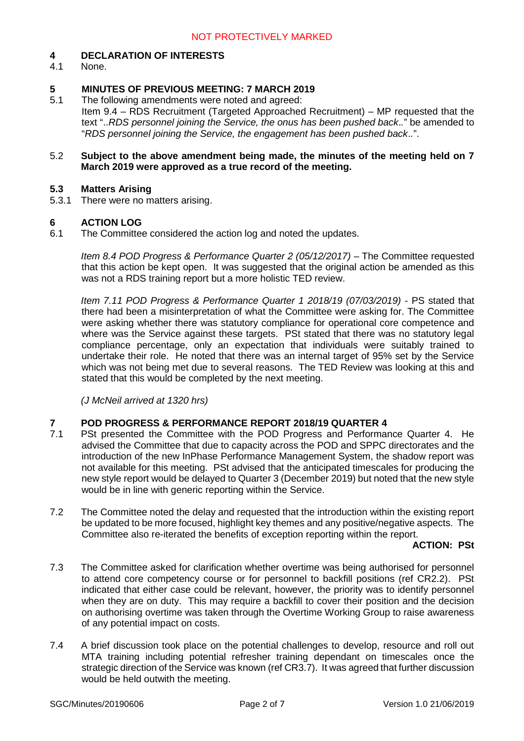## 4 DECLARATION OF INTERESTS

4.1 None.

## 5 MINUTES OF PREVIOUS MEETING: 7 MARCH 2019

5.1 The following amendments were noted and agreed:

Item 9.4 – RDS Recruitment (Targeted Approached Recruitment) – MP requested that the text "..*RDS personnel joining the Service, the onus has been pushed back*.." be amended to "*RDS personnel joining the Service, the engagement has been pushed back*..".

5.2 **Subject to the above amendment being made, the minutes of the meeting held on 7 March 2019 were approved as a true record of the meeting.**

### 5.3 Matters Arising

5.3.1 There were no matters arising.

## 6 ACTION LOG

6.1 The Committee considered the action log and noted the updates.

*Item 8.4 POD Progress & Performance Quarter 2 (05/12/2017)* – The Committee requested that this action be kept open. It was suggested that the original action be amended as this was not a RDS training report but a more holistic TED review.

*Item 7.11 POD Progress & Performance Quarter 1 2018/19 (07/03/2019)* - PS stated that there had been a misinterpretation of what the Committee were asking for. The Committee were asking whether there was statutory compliance for operational core competence and where was the Service against these targets. PSt stated that there was no statutory legal compliance percentage, only an expectation that individuals were suitably trained to undertake their role. He noted that there was an internal target of 95% set by the Service which was not being met due to several reasons. The TED Review was looking at this and stated that this would be completed by the next meeting.

*(J McNeil arrived at 1320 hrs)*

## 7 POD PROGRESS & PERFORMANCE REPORT 2018/19 QUARTER 4

7.1 PSt presented the Committee with the POD Progress and Performance Quarter 4. He advised the Committee that due to capacity across the POD and SPPC directorates and the introduction of the new InPhase Performance Management System, the shadow report was not available for this meeting. PSt advised that the anticipated timescales for producing the new style report would be delayed to Quarter 3 (December 2019) but noted that the new style would be in line with generic reporting within the Service.

7.2 The Committee noted the delay and requested that the introduction within the existing report be updated to be more focused, highlight key themes and any positive/negative aspects. The Committee also re-iterated the benefits of exception reporting within the report.

**ACTION: PSt**

7.3 The Committee asked for clarification whether overtime was being authorised for personnel to attend core competency course or for personnel to backfill positions (ref CR2.2). PSt indicated that either case could be relevant, however, the priority was to identify personnel when they are on duty. This may require a backfill to cover their position and the decision on authorising overtime was taken through the Overtime Working Group to raise awareness of any potential impact on costs.

7.4 A brief discussion took place on the potential challenges to develop, resource and roll out MTA training including potential refresher training dependant on timescales once the strategic direction of the Service was known (ref CR3.7). It was agreed that further discussion would be held outwith the meeting.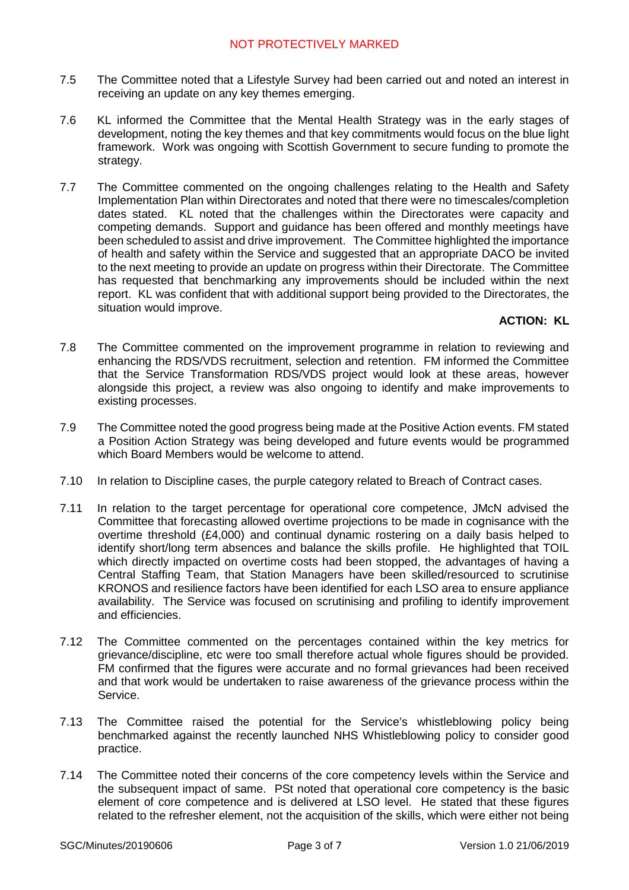7.5 The Committee noted that a Lifestyle Survey had been carried out and noted an interest in receiving an update on any key themes emerging.

7.6 KL informed the Committee that the Mental Health Strategy was in the early stages of development, noting the key themes and that key commitments would focus on the blue light framework. Work was ongoing with Scottish Government to secure funding to promote the strategy.

7.7 The Committee commented on the ongoing challenges relating to the Health and Safety Implementation Plan within Directorates and noted that there were no timescales/completion dates stated. KL noted that the challenges within the Directorates were capacity and competing demands. Support and guidance has been offered and monthly meetings have been scheduled to assist and drive improvement. The Committee highlighted the importance of health and safety within the Service and suggested that an appropriate DACO be invited to the next meeting to provide an update on progress within their Directorate. The Committee has requested that benchmarking any improvements should be included within the next report. KL was confident that with additional support being provided to the Directorates, the situation would improve.

**ACTION: KL**

7.8 The Committee commented on the improvement programme in relation to reviewing and enhancing the RDS/VDS recruitment, selection and retention. FM informed the Committee that the Service Transformation RDS/VDS project would look at these areas, however alongside this project, a review was also ongoing to identify and make improvements to existing processes.

7.9 The Committee noted the good progress being made at the Positive Action events. FM stated a Position Action Strategy was being developed and future events would be programmed which Board Members would be welcome to attend.

7.10 In relation to Discipline cases, the purple category related to Breach of Contract cases.

7.11 In relation to the target percentage for operational core competence, JMcN advised the Committee that forecasting allowed overtime projections to be made in cognisance with the overtime threshold (£4,000) and continual dynamic rostering on a daily basis helped to identify short/long term absences and balance the skills profile. He highlighted that TOIL which directly impacted on overtime costs had been stopped, the advantages of having a Central Staffing Team, that Station Managers have been skilled/resourced to scrutinise KRONOS and resilience factors have been identified for each LSO area to ensure appliance availability. The Service was focused on scrutinising and profiling to identify improvement and efficiencies.

7.12 The Committee commented on the percentages contained within the key metrics for grievance/discipline, etc were too small therefore actual whole figures should be provided. FM confirmed that the figures were accurate and no formal grievances had been received and that work would be undertaken to raise awareness of the grievance process within the Service.

7.13 The Committee raised the potential for the Service's whistleblowing policy being benchmarked against the recently launched NHS Whistleblowing policy to consider good practice.

7.14 The Committee noted their concerns of the core competency levels within the Service and the subsequent impact of same. PSt noted that operational core competency is the basic element of core competence and is delivered at LSO level. He stated that these figures related to the refresher element, not the acquisition of the skills, which were either not being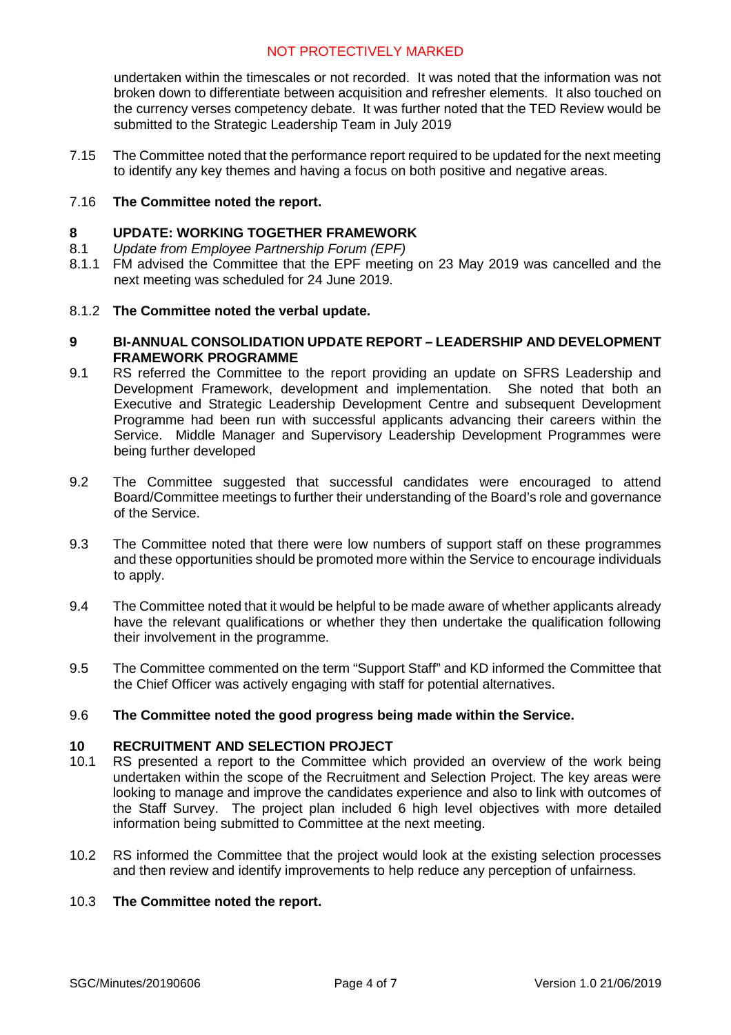undertaken within the timescales or not recorded. It was noted that the information was not broken down to differentiate between acquisition and refresher elements. It also touched on the currency verses competency debate. It was further noted that the TED Review would be submitted to the Strategic Leadership Team in July 2019

7.15 The Committee noted that the performance report required to be updated for the next meeting to identify any key themes and having a focus on both positive and negative areas.

7.16 **The Committee noted the report.**

## 8 UPDATE: WORKING TOGETHER FRAMEWORK

8.1 *Update from Employee Partnership Forum (EPF)*

8.1.1 FM advised the Committee that the EPF meeting on 23 May 2019 was cancelled and the next meeting was scheduled for 24 June 2019.

8.1.2 **The Committee noted the verbal update.**

## 9 BI-ANNUAL CONSOLIDATION UPDATE REPORT – LEADERSHIP AND DEVELOPMENT FRAMEWORK PROGRAMME

9.1 RS referred the Committee to the report providing an update on SFRS Leadership and Development Framework, development and implementation. She noted that both an Executive and Strategic Leadership Development Centre and subsequent Development Programme had been run with successful applicants advancing their careers within the Service. Middle Manager and Supervisory Leadership Development Programmes were being further developed

9.2 The Committee suggested that successful candidates were encouraged to attend Board/Committee meetings to further their understanding of the Board's role and governance of the Service.

9.3 The Committee noted that there were low numbers of support staff on these programmes and these opportunities should be promoted more within the Service to encourage individuals to apply.

9.4 The Committee noted that it would be helpful to be made aware of whether applicants already have the relevant qualifications or whether they then undertake the qualification following their involvement in the programme.

9.5 The Committee commented on the term "Support Staff" and KD informed the Committee that the Chief Officer was actively engaging with staff for potential alternatives.

9.6 **The Committee noted the good progress being made within the Service.**

## 10 RECRUITMENT AND SELECTION PROJECT

10.1 RS presented a report to the Committee which provided an overview of the work being undertaken within the scope of the Recruitment and Selection Project. The key areas were looking to manage and improve the candidates experience and also to link with outcomes of the Staff Survey. The project plan included 6 high level objectives with more detailed information being submitted to Committee at the next meeting.

10.2 RS informed the Committee that the project would look at the existing selection processes and then review and identify improvements to help reduce any perception of unfairness.

10.3 **The Committee noted the report.**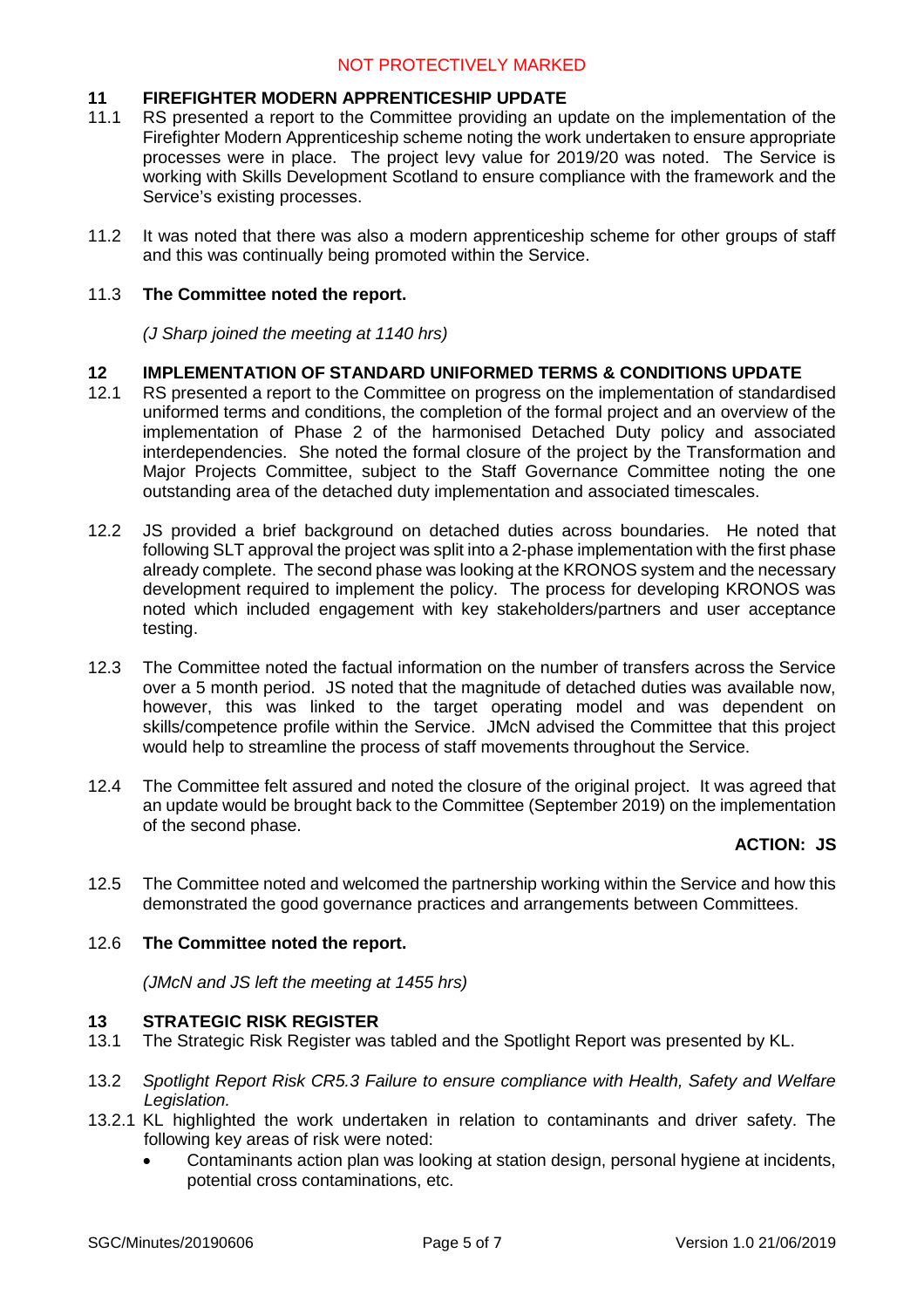## 11 FIREFIGHTER MODERN APPRENTICESHIP UPDATE

11.1 RS presented a report to the Committee providing an update on the implementation of the Firefighter Modern Apprenticeship scheme noting the work undertaken to ensure appropriate processes were in place. The project levy value for 2019/20 was noted. The Service is working with Skills Development Scotland to ensure compliance with the framework and the Service's existing processes.

11.2 It was noted that there was also a modern apprenticeship scheme for other groups of staff and this was continually being promoted within the Service.

11.3 **The Committee noted the report.**

*(J Sharp joined the meeting at 1140 hrs)*

## 12 IMPLEMENTATION OF STANDARD UNIFORMED TERMS & CONDITIONS UPDATE

12.1 RS presented a report to the Committee on progress on the implementation of standardised uniformed terms and conditions, the completion of the formal project and an overview of the implementation of Phase 2 of the harmonised Detached Duty policy and associated interdependencies. She noted the formal closure of the project by the Transformation and Major Projects Committee, subject to the Staff Governance Committee noting the one outstanding area of the detached duty implementation and associated timescales.

12.2 JS provided a brief background on detached duties across boundaries. He noted that following SLT approval the project was split into a 2-phase implementation with the first phase already complete. The second phase was looking at the KRONOS system and the necessary development required to implement the policy. The process for developing KRONOS was noted which included engagement with key stakeholders/partners and user acceptance testing.

12.3 The Committee noted the factual information on the number of transfers across the Service over a 5 month period. JS noted that the magnitude of detached duties was available now, however, this was linked to the target operating model and was dependent on skills/competence profile within the Service. JMcN advised the Committee that this project would help to streamline the process of staff movements throughout the Service.

12.4 The Committee felt assured and noted the closure of the original project. It was agreed that an update would be brought back to the Committee (September 2019) on the implementation of the second phase.

**ACTION: JS**

12.5 The Committee noted and welcomed the partnership working within the Service and how this demonstrated the good governance practices and arrangements between Committees.

12.6 **The Committee noted the report.**

*(JMcN and JS left the meeting at 1455 hrs)*

## 13 STRATEGIC RISK REGISTER

13.1 The Strategic Risk Register was tabled and the Spotlight Report was presented by KL.

13.2 *Spotlight Report Risk CR5.3 Failure to ensure compliance with Health, Safety and Welfare Legislation.*

13.2.1 KL highlighted the work undertaken in relation to contaminants and driver safety. The following key areas of risk were noted:

- Contaminants action plan was looking at station design, personal hygiene at incidents, potential cross contaminations, etc.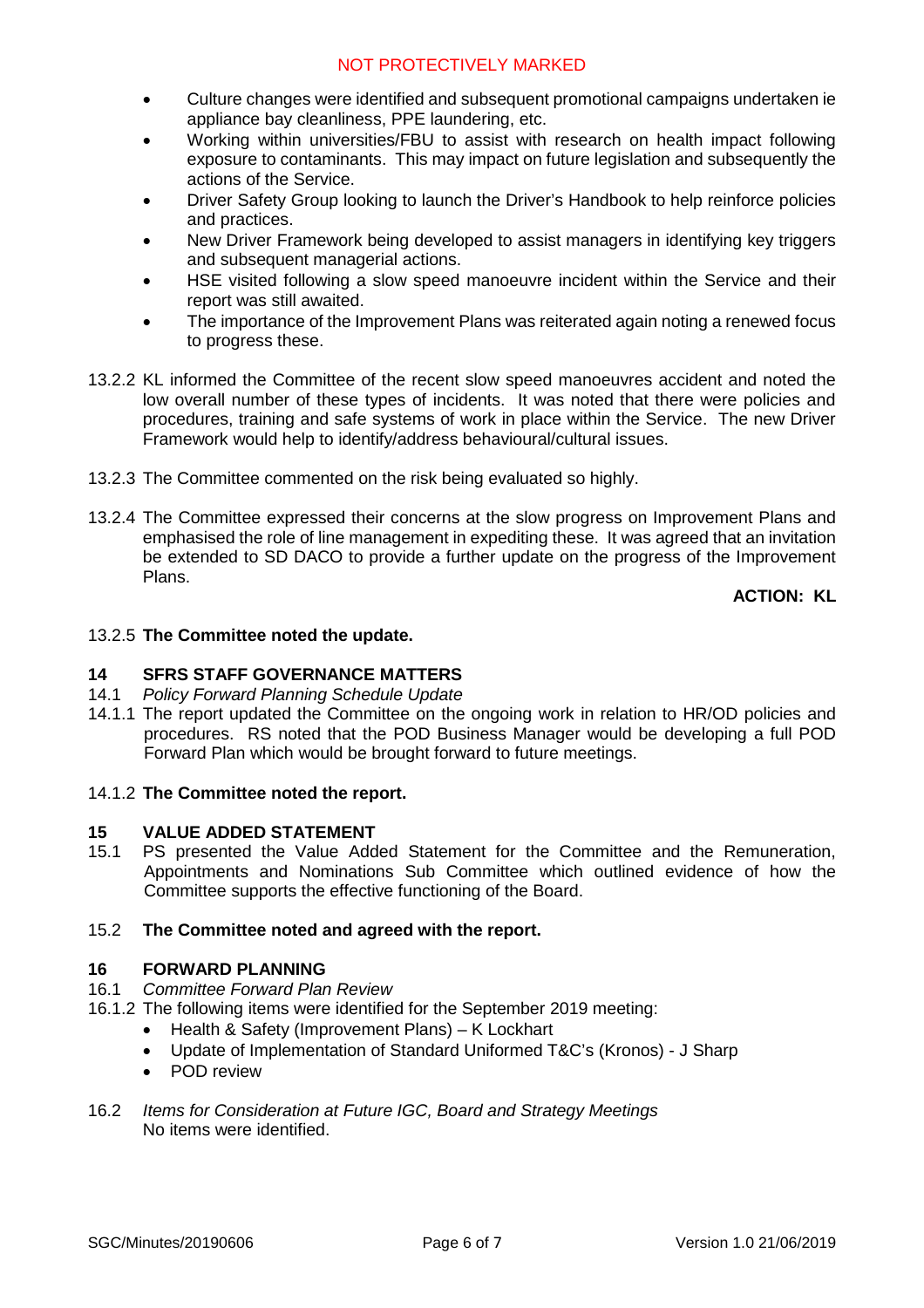- Culture changes were identified and subsequent promotional campaigns undertaken ie appliance bay cleanliness, PPE laundering, etc.
- Working within universities/FBU to assist with research on health impact following exposure to contaminants. This may impact on future legislation and subsequently the actions of the Service.
- Driver Safety Group looking to launch the Driver's Handbook to help reinforce policies and practices.
- New Driver Framework being developed to assist managers in identifying key triggers and subsequent managerial actions.
- HSE visited following a slow speed manoeuvre incident within the Service and their report was still awaited.
- The importance of the Improvement Plans was reiterated again noting a renewed focus to progress these.

13.2.2 KL informed the Committee of the recent slow speed manoeuvres accident and noted the low overall number of these types of incidents. It was noted that there were policies and procedures, training and safe systems of work in place within the Service. The new Driver Framework would help to identify/address behavioural/cultural issues.

13.2.3 The Committee commented on the risk being evaluated so highly.

13.2.4 The Committee expressed their concerns at the slow progress on Improvement Plans and emphasised the role of line management in expediting these. It was agreed that an invitation be extended to SD DACO to provide a further update on the progress of the Improvement Plans.

**ACTION: KL**

13.2.5 **The Committee noted the update.**

## 14 SFRS STAFF GOVERNANCE MATTERS

14.1 *Policy Forward Planning Schedule Update*

14.1.1 The report updated the Committee on the ongoing work in relation to HR/OD policies and procedures. RS noted that the POD Business Manager would be developing a full POD Forward Plan which would be brought forward to future meetings.

14.1.2 **The Committee noted the report.**

## 15 VALUE ADDED STATEMENT

15.1 PS presented the Value Added Statement for the Committee and the Remuneration, Appointments and Nominations Sub Committee which outlined evidence of how the Committee supports the effective functioning of the Board.

15.2 **The Committee noted and agreed with the report.**

## 16 FORWARD PLANNING

16.1 *Committee Forward Plan Review*

16.1.2 The following items were identified for the September 2019 meeting:

- Health & Safety (Improvement Plans) – K Lockhart
- Update of Implementation of Standard Uniformed T&C's (Kronos) - J Sharp
- POD review

16.2 *Items for Consideration at Future IGC, Board and Strategy Meetings*
No items were identified.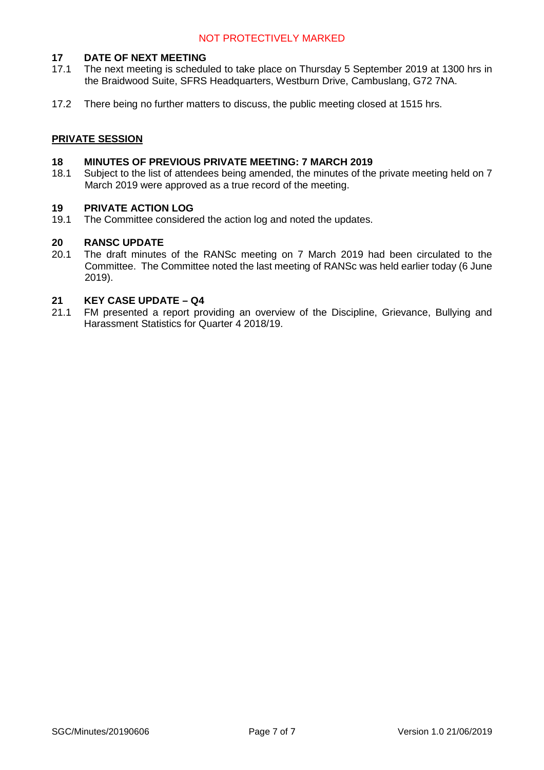## 17 DATE OF NEXT MEETING

17.1 The next meeting is scheduled to take place on Thursday 5 September 2019 at 1300 hrs in the Braidwood Suite, SFRS Headquarters, Westburn Drive, Cambuslang, G72 7NA.

17.2 There being no further matters to discuss, the public meeting closed at 1515 hrs.

**PRIVATE SESSION**

## 18 MINUTES OF PREVIOUS PRIVATE MEETING: 7 MARCH 2019

18.1 Subject to the list of attendees being amended, the minutes of the private meeting held on 7 March 2019 were approved as a true record of the meeting.

## 19 PRIVATE ACTION LOG

19.1 The Committee considered the action log and noted the updates.

## 20 RANSC UPDATE

20.1 The draft minutes of the RANSc meeting on 7 March 2019 had been circulated to the Committee. The Committee noted the last meeting of RANSc was held earlier today (6 June 2019).

## 21 KEY CASE UPDATE – Q4

21.1 FM presented a report providing an overview of the Discipline, Grievance, Bullying and Harassment Statistics for Quarter 4 2018/19.